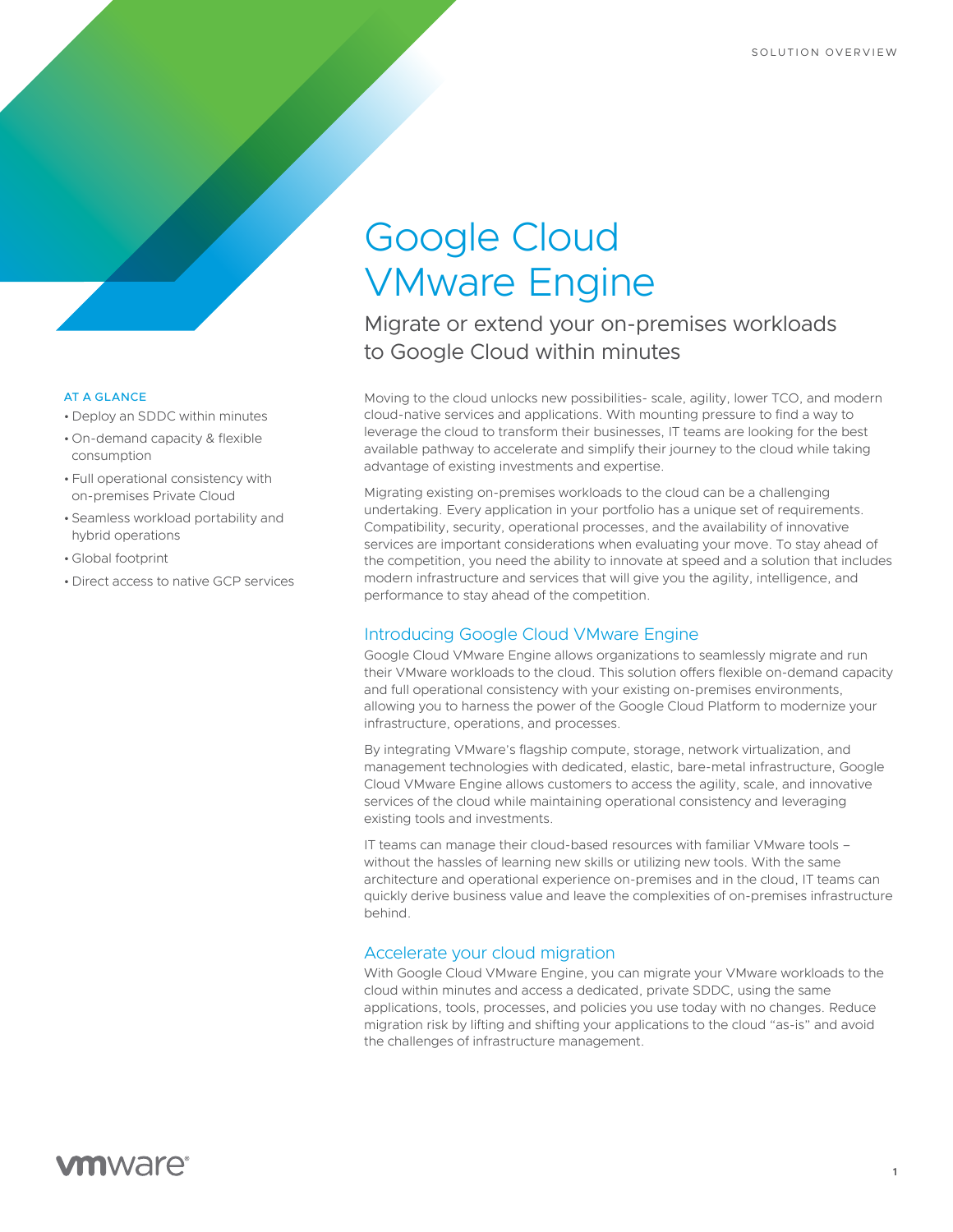SOLUTION OVERVIEW

# Google Cloud VMware Engine

## Migrate or extend your on-premises workloads to Google Cloud within minutes

**AT A GLANCE**

- Deploy an SDDC within minutes
- On-demand capacity & flexible consumption
- Full operational consistency with on-premises Private Cloud
- Seamless workload portability and hybrid operations
- Global footprint
- Direct access to native GCP services

Moving to the cloud unlocks new possibilities- scale, agility, lower TCO, and modern cloud-native services and applications. With mounting pressure to find a way to leverage the cloud to transform their businesses, IT teams are looking for the best available pathway to accelerate and simplify their journey to the cloud while taking advantage of existing investments and expertise.

Migrating existing on-premises workloads to the cloud can be a challenging undertaking. Every application in your portfolio has a unique set of requirements. Compatibility, security, operational processes, and the availability of innovative services are important considerations when evaluating your move. To stay ahead of the competition, you need the ability to innovate at speed and a solution that includes modern infrastructure and services that will give you the agility, intelligence, and performance to stay ahead of the competition.

### Introducing Google Cloud VMware Engine

Google Cloud VMware Engine allows organizations to seamlessly migrate and run their VMware workloads to the cloud. This solution offers flexible on-demand capacity and full operational consistency with your existing on-premises environments, allowing you to harness the power of the Google Cloud Platform to modernize your infrastructure, operations, and processes.

By integrating VMware's flagship compute, storage, network virtualization, and management technologies with dedicated, elastic, bare-metal infrastructure, Google Cloud VMware Engine allows customers to access the agility, scale, and innovative services of the cloud while maintaining operational consistency and leveraging existing tools and investments.

IT teams can manage their cloud-based resources with familiar VMware tools – without the hassles of learning new skills or utilizing new tools. With the same architecture and operational experience on-premises and in the cloud, IT teams can quickly derive business value and leave the complexities of on-premises infrastructure behind.

### Accelerate your cloud migration

With Google Cloud VMware Engine, you can migrate your VMware workloads to the cloud within minutes and access a dedicated, private SDDC, using the same applications, tools, processes, and policies you use today with no changes. Reduce migration risk by lifting and shifting your applications to the cloud "as-is" and avoid the challenges of infrastructure management.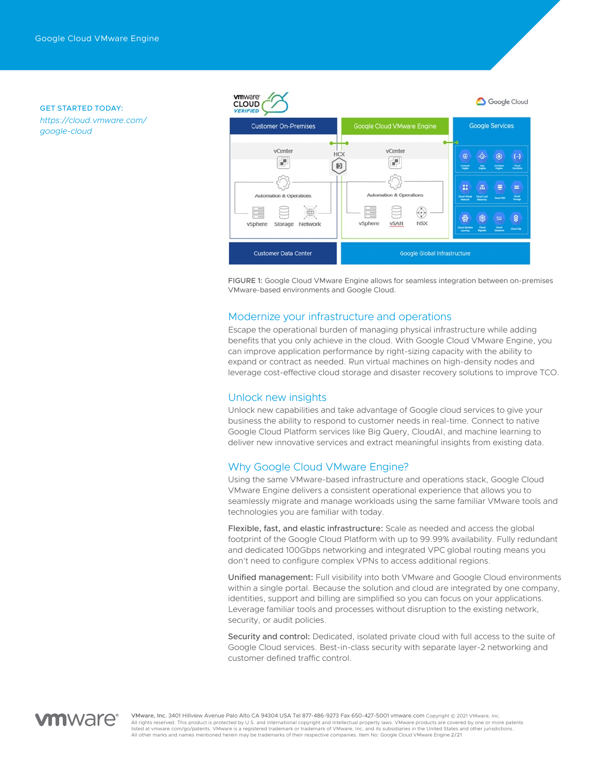**GET STARTED TODAY:**
*https://cloud.vmware.com/google-cloud*

vmware CLOUD VERIFIED

Google Cloud

Customer On-Premises

Google Cloud VMware Engine

Google Services

vCenter

HCX

vCenter

Automation & Operations

Automation & Operations

vSphere Storage Network

vSphere vSAN NSX

Customer Data Center

Google Global Infrastructure

FIGURE 1: Google Cloud VMware Engine allows for seamless integration between on-premises VMware-based environments and Google Cloud.

## Modernize your infrastructure and operations

Escape the operational burden of managing physical infrastructure while adding benefits that you only achieve in the cloud. With Google Cloud VMware Engine, you can improve application performance by right-sizing capacity with the ability to expand or contract as needed. Run virtual machines on high-density nodes and leverage cost-effective cloud storage and disaster recovery solutions to improve TCO.

## Unlock new insights

Unlock new capabilities and take advantage of Google cloud services to give your business the ability to respond to customer needs in real-time. Connect to native Google Cloud Platform services like Big Query, CloudAI, and machine learning to deliver new innovative services and extract meaningful insights from existing data.

## Why Google Cloud VMware Engine?

Using the same VMware-based infrastructure and operations stack, Google Cloud VMware Engine delivers a consistent operational experience that allows you to seamlessly migrate and manage workloads using the same familiar VMware tools and technologies you are familiar with today.

**Flexible, fast, and elastic infrastructure:** Scale as needed and access the global footprint of the Google Cloud Platform with up to 99.99% availability. Fully redundant and dedicated 100Gbps networking and integrated VPC global routing means you don't need to configure complex VPNs to access additional regions.

**Unified management:** Full visibility into both VMware and Google Cloud environments within a single portal. Because the solution and cloud are integrated by one company, identities, support and billing are simplified so you can focus on your applications. Leverage familiar tools and processes without disruption to the existing network, security, or audit policies.

**Security and control:** Dedicated, isolated private cloud with full access to the suite of Google Cloud services. Best-in-class security with separate layer-2 networking and customer defined traffic control.

**VMware, Inc.** 3401 Hillview Avenue Palo Alto CA 94304 USA Tel 877-486-9273 Fax 650-427-5001 vmware.com Copyright © 2021 VMware, Inc. All rights reserved. This product is protected by U.S. and international copyright and intellectual property laws. VMware products are covered by one or more patents listed at vmware.com/go/patents. VMware is a registered trademark or trademark of VMware, Inc. and its subsidiaries in the United States and other jurisdictions. All other marks and names mentioned herein may be trademarks of their respective companies. Item No: Google Cloud VMware Engine 2/21